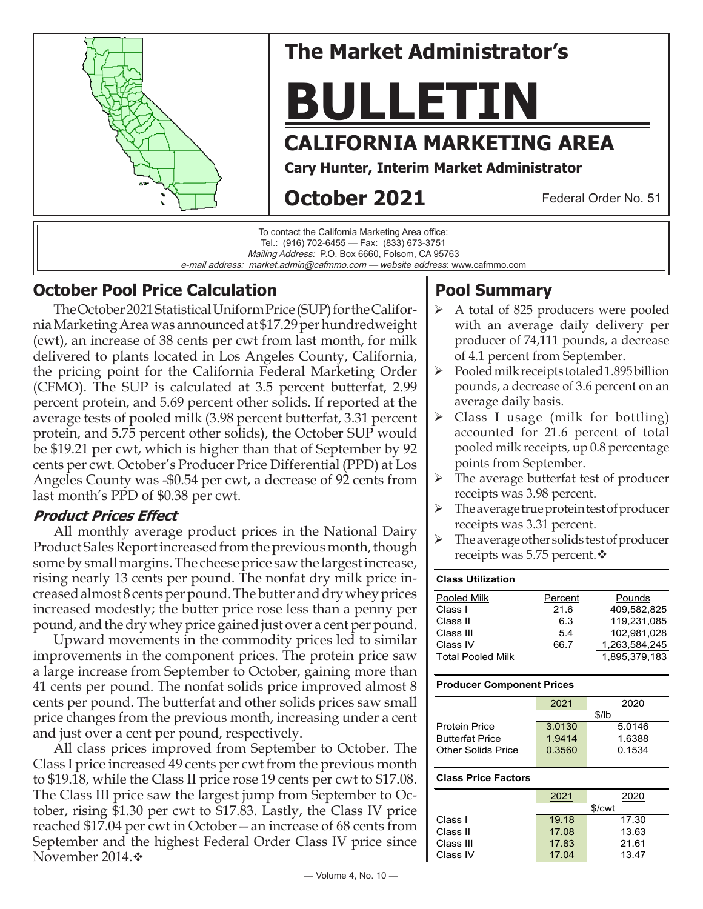# The Market Administrator's

# BULLETIN

## CALIFORNIA MARKETING AREA

**Cary Hunter, Interim Market Administrator**

**October 2021**

Federal Order No. 51

To contact the California Marketing Area office:
Tel.: (916) 702-6455 — Fax: (833) 673-3751
*Mailing Address:* P.O. Box 6660, Folsom, CA 95763
*e-mail address:* market.admin@cafmmo.com — *website address*: www.cafmmo.com

## October Pool Price Calculation

The October 2021 Statistical Uniform Price (SUP) for the California Marketing Area was announced at $17.29 per hundredweight (cwt), an increase of 38 cents per cwt from last month, for milk delivered to plants located in Los Angeles County, California, the pricing point for the California Federal Marketing Order (CFMO). The SUP is calculated at 3.5 percent butterfat, 2.99 percent protein, and 5.69 percent other solids. If reported at the average tests of pooled milk (3.98 percent butterfat, 3.31 percent protein, and 5.75 percent other solids), the October SUP would be $19.21 per cwt, which is higher than that of September by 92 cents per cwt. October's Producer Price Differential (PPD) at Los Angeles County was -$0.54 per cwt, a decrease of 92 cents from last month's PPD of $0.38 per cwt.

### *Product Prices Effect*

All monthly average product prices in the National Dairy Product Sales Report increased from the previous month, though some by small margins. The cheese price saw the largest increase, rising nearly 13 cents per pound. The nonfat dry milk price increased almost 8 cents per pound. The butter and dry whey prices increased modestly; the butter price rose less than a penny per pound, and the dry whey price gained just over a cent per pound.

Upward movements in the commodity prices led to similar improvements in the component prices. The protein price saw a large increase from September to October, gaining more than 41 cents per pound. The nonfat solids price improved almost 8 cents per pound. The butterfat and other solids prices saw small price changes from the previous month, increasing under a cent and just over a cent per pound, respectively.

All class prices improved from September to October. The Class I price increased 49 cents per cwt from the previous month to $19.18, while the Class II price rose 19 cents per cwt to $17.08. The Class III price saw the largest jump from September to October, rising $1.30 per cwt to $17.83. Lastly, the Class IV price reached $17.04 per cwt in October—an increase of 68 cents from September and the highest Federal Order Class IV price since November 2014.❖

## Pool Summary

- A total of 825 producers were pooled with an average daily delivery per producer of 74,111 pounds, a decrease of 4.1 percent from September.
- Pooled milk receipts totaled 1.895 billion pounds, a decrease of 3.6 percent on an average daily basis.
- Class I usage (milk for bottling) accounted for 21.6 percent of total pooled milk receipts, up 0.8 percentage points from September.
- The average butterfat test of producer receipts was 3.98 percent.
- The average true protein test of producer receipts was 3.31 percent.
- The average other solids test of producer receipts was 5.75 percent.❖

**Class Utilization**

| Pooled Milk | Percent | Pounds |
|---|---|---|
| Class I | 21.6 | 409,582,825 |
| Class II | 6.3 | 119,231,085 |
| Class III | 5.4 | 102,981,028 |
| Class IV | 66.7 | 1,263,584,245 |
| Total Pooled Milk | | 1,895,379,183 |

**Producer Component Prices**

| | 2021 | 2020 |
|---|---|---|
| | $/lb | |
| Protein Price | 3.0130 | 5.0146 |
| Butterfat Price | 1.9414 | 1.6388 |
| Other Solids Price | 0.3560 | 0.1534 |

**Class Price Factors**

| | 2021 | 2020 |
|---|---|---|
| | $/cwt | |
| Class I | 19.18 | 17.30 |
| Class II | 17.08 | 13.63 |
| Class III | 17.83 | 21.61 |
| Class IV | 17.04 | 13.47 |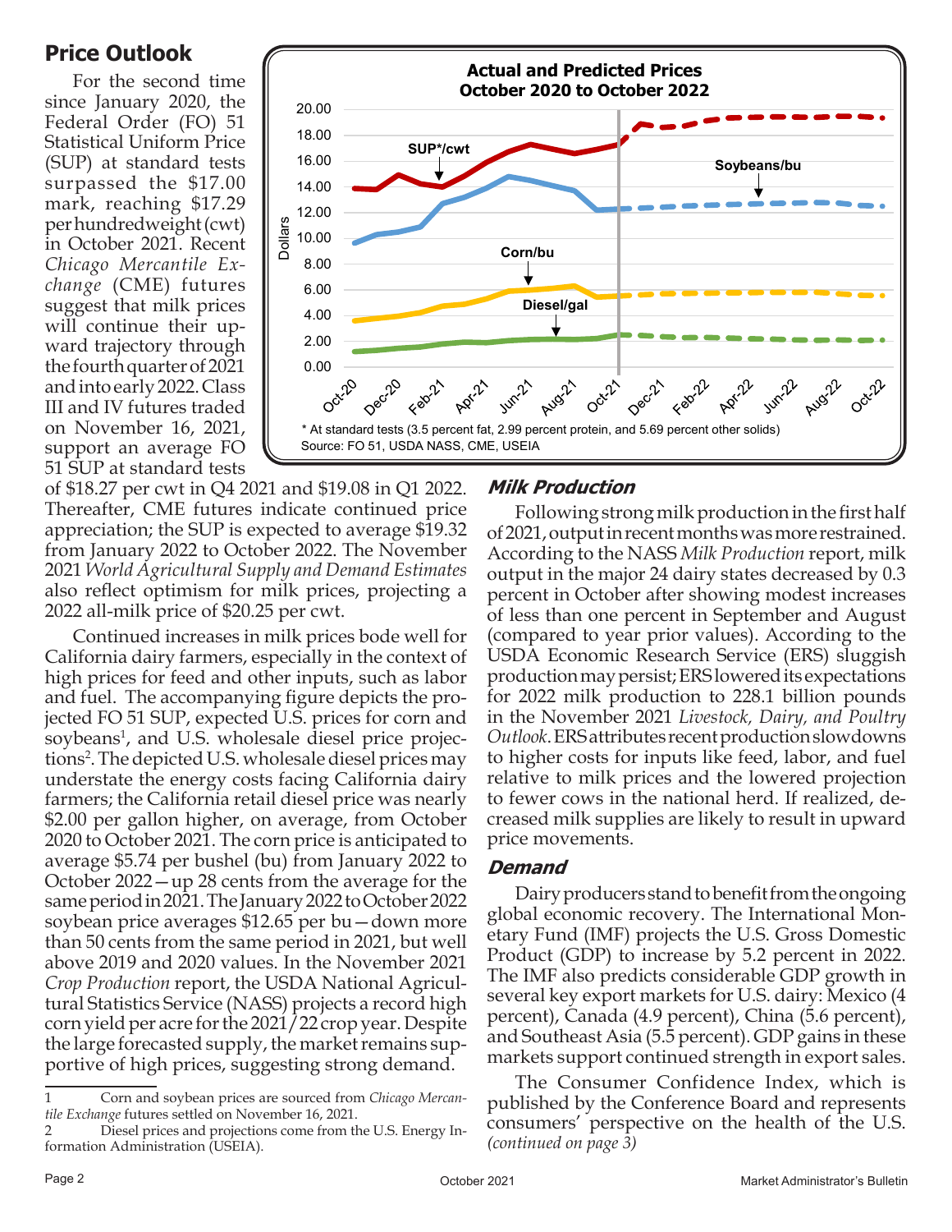## Price Outlook

For the second time since January 2020, the Federal Order (FO) 51 Statistical Uniform Price (SUP) at standard tests surpassed the $17.00 mark, reaching $17.29 per hundredweight (cwt) in October 2021. Recent *Chicago Mercantile Exchange* (CME) futures suggest that milk prices will continue their upward trajectory through the fourth quarter of 2021 and into early 2022. Class III and IV futures traded on November 16, 2021, support an average FO 51 SUP at standard tests of $18.27 per cwt in Q4 2021 and $19.08 in Q1 2022. Thereafter, CME futures indicate continued price appreciation; the SUP is expected to average $19.32 from January 2022 to October 2022. The November 2021 *World Agricultural Supply and Demand Estimates* also reflect optimism for milk prices, projecting a 2022 all-milk price of $20.25 per cwt.

**Actual and Predicted Prices**
**October 2020 to October 2022**

20.00
18.00
16.00
14.00
12.00
10.00
8.00
6.00
4.00
2.00
0.00

Dollars

SUP*/cwt
Soybeans/bu
Corn/bu
Diesel/gal

Oct-20 Dec-20 Feb-21 Apr-21 Jun-21 Aug-21 Oct-21 Dec-21 Feb-22 Apr-22 Jun-22 Aug-22 Oct-22

\* At standard tests (3.5 percent fat, 2.99 percent protein, and 5.69 percent other solids)
Source: FO 51, USDA NASS, CME, USEIA

Continued increases in milk prices bode well for California dairy farmers, especially in the context of high prices for feed and other inputs, such as labor and fuel. The accompanying figure depicts the projected FO 51 SUP, expected U.S. prices for corn and soybeans[1], and U.S. wholesale diesel price projections[2]. The depicted U.S. wholesale diesel prices may understate the energy costs facing California dairy farmers; the California retail diesel price was nearly $2.00 per gallon higher, on average, from October 2020 to October 2021. The corn price is anticipated to average $5.74 per bushel (bu) from January 2022 to October 2022—up 28 cents from the average for the same period in 2021. The January 2022 to October 2022 soybean price averages $12.65 per bu—down more than 50 cents from the same period in 2021, but well above 2019 and 2020 values. In the November 2021 *Crop Production* report, the USDA National Agricultural Statistics Service (NASS) projects a record high corn yield per acre for the 2021/22 crop year. Despite the large forecasted supply, the market remains supportive of high prices, suggesting strong demand.

1 Corn and soybean prices are sourced from *Chicago Mercantile Exchange* futures settled on November 16, 2021.
2 Diesel prices and projections come from the U.S. Energy Information Administration (USEIA).

### *Milk Production*

Following strong milk production in the first half of 2021, output in recent months was more restrained. According to the NASS *Milk Production* report, milk output in the major 24 dairy states decreased by 0.3 percent in October after showing modest increases of less than one percent in September and August (compared to year prior values). According to the USDA Economic Research Service (ERS) sluggish production may persist; ERS lowered its expectations for 2022 milk production to 228.1 billion pounds in the November 2021 *Livestock, Dairy, and Poultry Outlook*. ERS attributes recent production slowdowns to higher costs for inputs like feed, labor, and fuel relative to milk prices and the lowered projection to fewer cows in the national herd. If realized, decreased milk supplies are likely to result in upward price movements.

### *Demand*

Dairy producers stand to benefit from the ongoing global economic recovery. The International Monetary Fund (IMF) projects the U.S. Gross Domestic Product (GDP) to increase by 5.2 percent in 2022. The IMF also predicts considerable GDP growth in several key export markets for U.S. dairy: Mexico (4 percent), Canada (4.9 percent), China (5.6 percent), and Southeast Asia (5.5 percent). GDP gains in these markets support continued strength in export sales.

The Consumer Confidence Index, which is published by the Conference Board and represents consumers' perspective on the health of the U.S. *(continued on page 3)*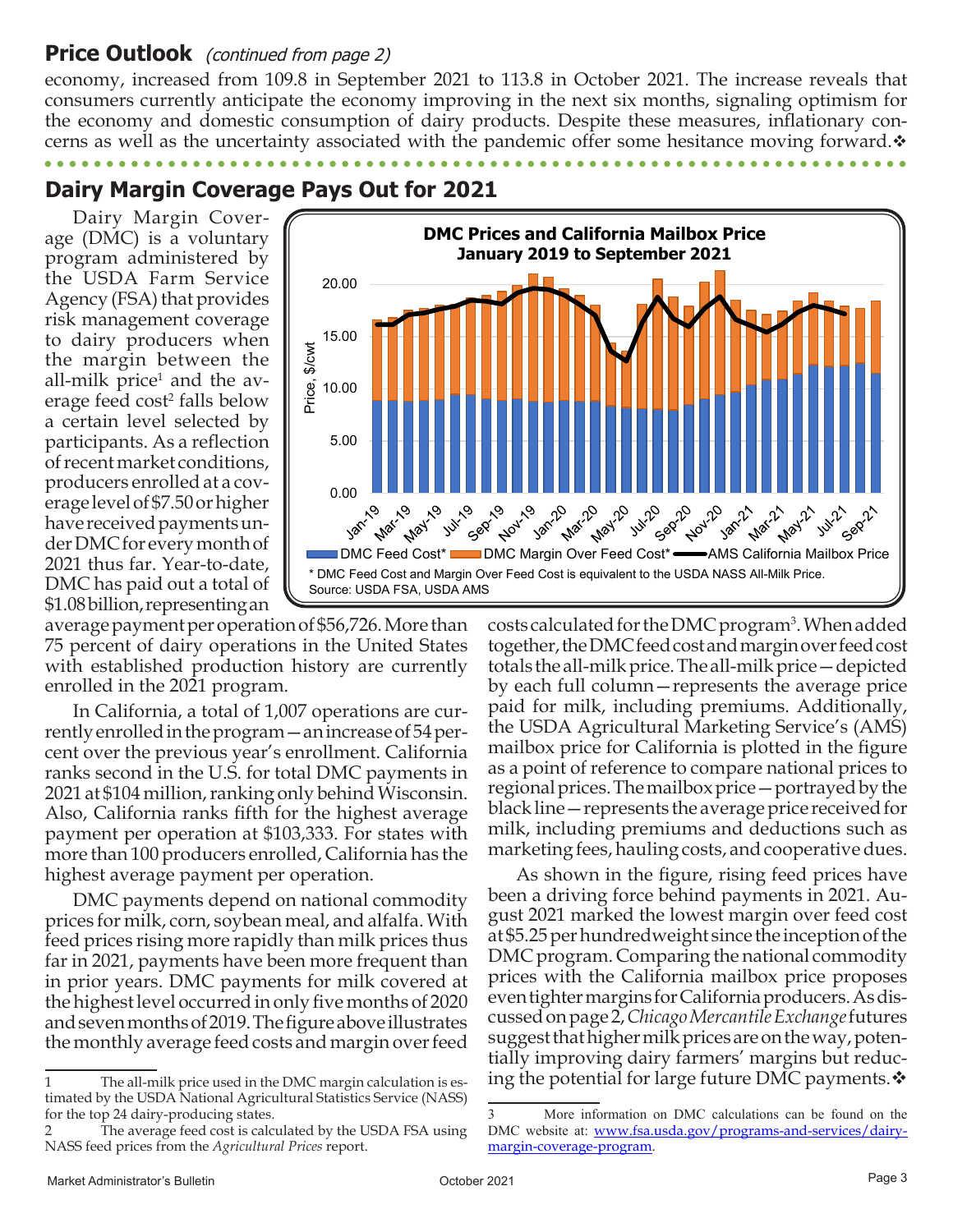## Price Outlook *(continued from page 2)*

economy, increased from 109.8 in September 2021 to 113.8 in October 2021. The increase reveals that consumers currently anticipate the economy improving in the next six months, signaling optimism for the economy and domestic consumption of dairy products. Despite these measures, inflationary concerns as well as the uncertainty associated with the pandemic offer some hesitance moving forward.❖

## Dairy Margin Coverage Pays Out for 2021

Dairy Margin Coverage (DMC) is a voluntary program administered by the USDA Farm Service Agency (FSA) that provides risk management coverage to dairy producers when the margin between the all-milk price[1] and the average feed cost[2] falls below a certain level selected by participants. As a reflection of recent market conditions, producers enrolled at a coverage level of $7.50 or higher have received payments under DMC for every month of 2021 thus far. Year-to-date, DMC has paid out a total of $1.08 billion, representing an average payment per operation of $56,726. More than 75 percent of dairy operations in the United States with established production history are currently enrolled in the 2021 program.

**DMC Prices and California Mailbox Price**
**January 2019 to September 2021**

Price, $/cwt

20.00
15.00
10.00
5.00
0.00

Jan-19, Mar-19, May-19, Jul-19, Sep-19, Nov-19, Jan-20, Mar-20, May-20, Jul-20, Sep-20, Nov-20, Jan-21, Mar-21, May-21, Jul-21, Sep-21

DMC Feed Cost* | DMC Margin Over Feed Cost* | AMS California Mailbox Price

\* DMC Feed Cost and Margin Over Feed Cost is equivalent to the USDA NASS All-Milk Price.
Source: USDA FSA, USDA AMS

In California, a total of 1,007 operations are currently enrolled in the program—an increase of 54 percent over the previous year's enrollment. California ranks second in the U.S. for total DMC payments in 2021 at $104 million, ranking only behind Wisconsin. Also, California ranks fifth for the highest average payment per operation at $103,333. For states with more than 100 producers enrolled, California has the highest average payment per operation.

DMC payments depend on national commodity prices for milk, corn, soybean meal, and alfalfa. With feed prices rising more rapidly than milk prices thus far in 2021, payments have been more frequent than in prior years. DMC payments for milk covered at the highest level occurred in only five months of 2020 and seven months of 2019. The figure above illustrates the monthly average feed costs and margin over feed costs calculated for the DMC program[3]. When added together, the DMC feed cost and margin over feed cost totals the all-milk price. The all-milk price—depicted by each full column—represents the average price paid for milk, including premiums. Additionally, the USDA Agricultural Marketing Service's (AMS) mailbox price for California is plotted in the figure as a point of reference to compare national prices to regional prices. The mailbox price—portrayed by the black line—represents the average price received for milk, including premiums and deductions such as marketing fees, hauling costs, and cooperative dues.

As shown in the figure, rising feed prices have been a driving force behind payments in 2021. August 2021 marked the lowest margin over feed cost at $5.25 per hundredweight since the inception of the DMC program. Comparing the national commodity prices with the California mailbox price proposes even tighter margins for California producers. As discussed on page 2, *Chicago Mercantile Exchange* futures suggest that higher milk prices are on the way, potentially improving dairy farmers' margins but reducing the potential for large future DMC payments.❖

---

1 The all-milk price used in the DMC margin calculation is estimated by the USDA National Agricultural Statistics Service (NASS) for the top 24 dairy-producing states.

2 The average feed cost is calculated by the USDA FSA using NASS feed prices from the *Agricultural Prices* report.

3 More information on DMC calculations can be found on the DMC website at: www.fsa.usda.gov/programs-and-services/dairy-margin-coverage-program.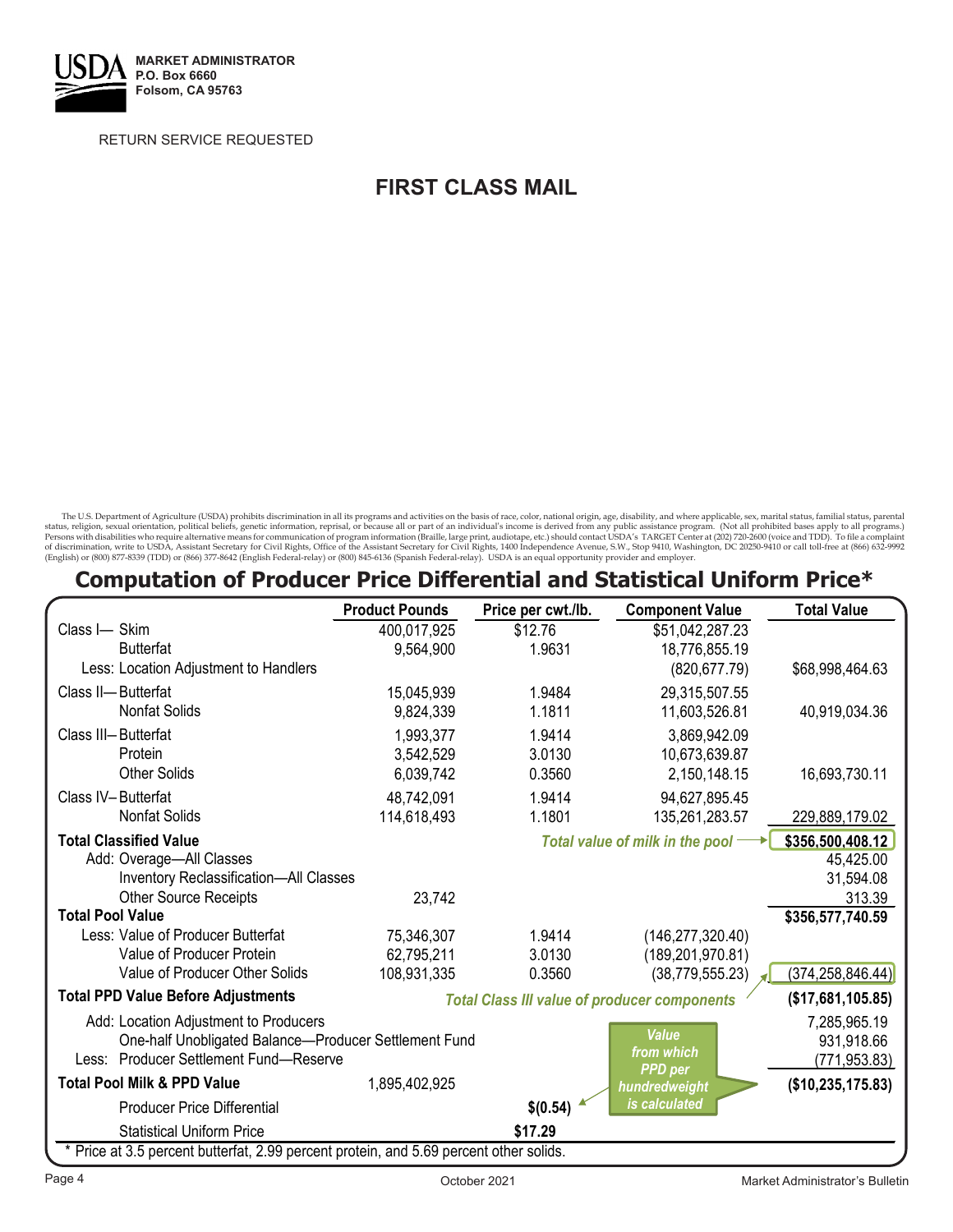USDA

**MARKET ADMINISTRATOR**
**P.O. Box 6660**
**Folsom, CA 95763**

RETURN SERVICE REQUESTED

## FIRST CLASS MAIL

The U.S. Department of Agriculture (USDA) prohibits discrimination in all its programs and activities on the basis of race, color, national origin, age, disability, and where applicable, sex, marital status, familial status, parental status, religion, sexual orientation, political beliefs, genetic information, reprisal, or because all or part of an individual's income is derived from any public assistance program. (Not all prohibited bases apply to all programs.) Persons with disabilities who require alternative means for communication of program information (Braille, large print, audiotape, etc.) should contact USDA's TARGET Center at (202) 720-2600 (voice and TDD). To file a complaint of discrimination, write to USDA, Assistant Secretary for Civil Rights, Office of the Assistant Secretary for Civil Rights, 1400 Independence Avenue, S.W., Stop 9410, Washington, DC 20250-9410 or call toll-free at (866) 632-9992 (English) or (800) 877-8339 (TDD) or (866) 377-8642 (English Federal-relay) or (800) 845-6136 (Spanish Federal-relay). USDA is an equal opportunity provider and employer.

# Computation of Producer Price Differential and Statistical Uniform Price*

| | Product Pounds | Price per cwt./lb. | Component Value | Total Value |
|---|---|---|---|---|
| Class I— Skim | 400,017,925 | $12.76 | $51,042,287.23 | |
| Butterfat | 9,564,900 | 1.9631 | 18,776,855.19 | |
| Less: Location Adjustment to Handlers | | | (820,677.79) | $68,998,464.63 |
| Class II— Butterfat | 15,045,939 | 1.9484 | 29,315,507.55 | |
| Nonfat Solids | 9,824,339 | 1.1811 | 11,603,526.81 | 40,919,034.36 |
| Class III— Butterfat | 1,993,377 | 1.9414 | 3,869,942.09 | |
| Protein | 3,542,529 | 3.0130 | 10,673,639.87 | |
| Other Solids | 6,039,742 | 0.3560 | 2,150,148.15 | 16,693,730.11 |
| Class IV— Butterfat | 48,742,091 | 1.9414 | 94,627,895.45 | |
| Nonfat Solids | 114,618,493 | 1.1801 | 135,261,283.57 | 229,889,179.02 |
| **Total Classified Value** | | | *Total value of milk in the pool* | **$356,500,408.12** |
| Add: Overage—All Classes | | | | 45,425.00 |
| Inventory Reclassification—All Classes | | | | 31,594.08 |
| Other Source Receipts | 23,742 | | | 313.39 |
| **Total Pool Value** | | | | **$356,577,740.59** |
| Less: Value of Producer Butterfat | 75,346,307 | 1.9414 | (146,277,320.40) | |
| Value of Producer Protein | 62,795,211 | 3.0130 | (189,201,970.81) | |
| Value of Producer Other Solids | 108,931,335 | 0.3560 | (38,779,555.23) | (374,258,846.44) |
| **Total PPD Value Before Adjustments** | | *Total Class III value of producer components* | | **($17,681,105.85)** |
| Add: Location Adjustment to Producers | | | | 7,285,965.19 |
| One-half Unobligated Balance—Producer Settlement Fund | | | | 931,918.66 |
| Less: Producer Settlement Fund—Reserve | | | | (771,953.83) |
| **Total Pool Milk & PPD Value** | 1,895,402,925 | | *Value from which PPD per hundredweight is calculated* | **($10,235,175.83)** |
| Producer Price Differential | | **$(0.54)** | | |
| Statistical Uniform Price | | **$17.29** | | |

\* Price at 3.5 percent butterfat, 2.99 percent protein, and 5.69 percent other solids.